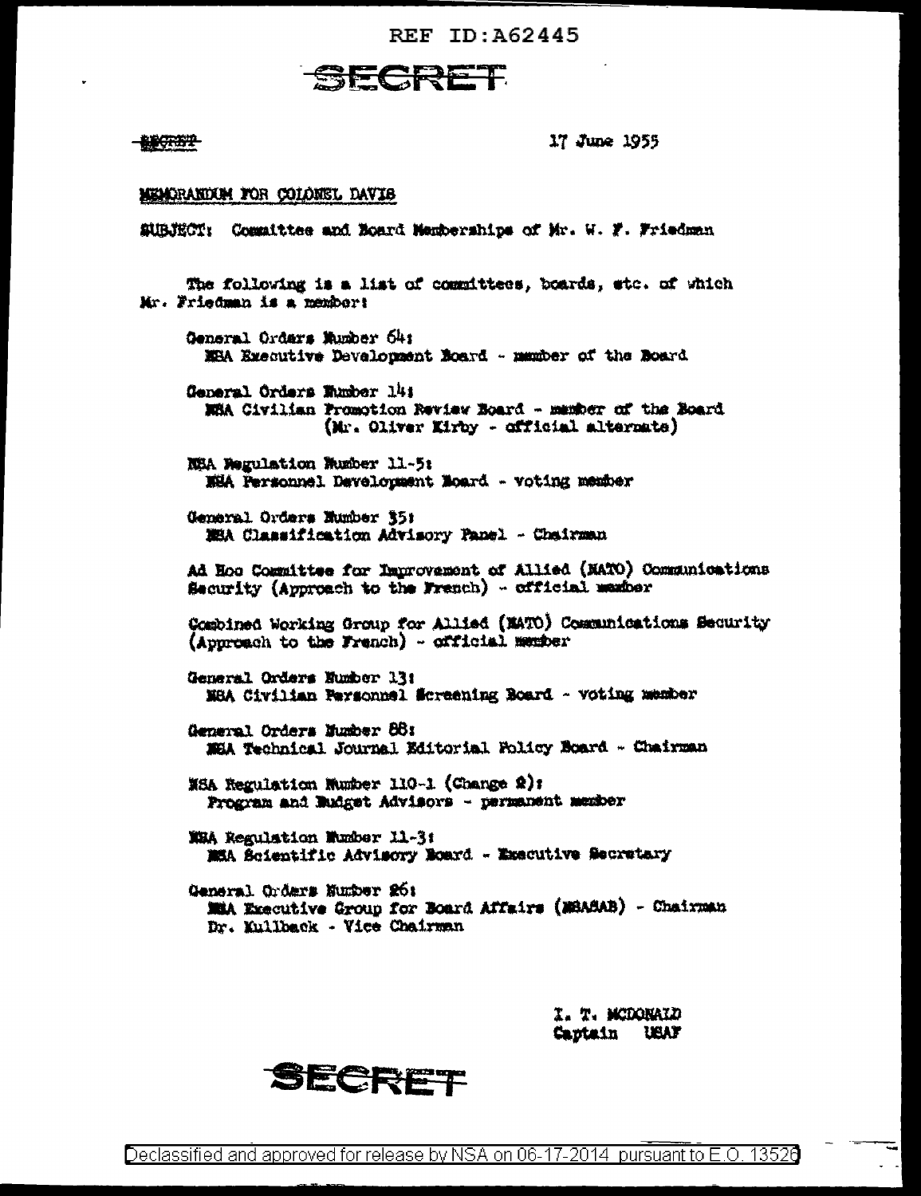REF ID:A62445

SECRET

SECRET

17 June 1955

MEMORANDUM FOR COLONEL DAVIS

SUBJECT: Committee and Board Memberships of Mr. W. F. Friedman

The following is a list of committees, boards, etc. of which Mr. Friedman is a member:

General Orders Number 64:
NSA Executive Development Board - member of the Board

General Orders Number 14:
NSA Civilian Promotion Review Board - member of the Board
(Mr. Oliver Kirby - official alternate)

NSA Regulation Number 11-5:
NSA Personnel Development Board - voting member

General Orders Number 35:
NSA Classification Advisory Panel - Chairman

Ad Hoc Committee for Improvement of Allied (NATO) Communications Security (Approach to the French) - official member

Combined Working Group for Allied (NATO) Communications Security (Approach to the French) - official member

General Orders Number 13:
NSA Civilian Personnel Screening Board - voting member

General Orders Number 88:
NSA Technical Journal Editorial Policy Board - Chairman

NSA Regulation Number 110-1 (Change 2):
Program and Budget Advisors - permanent member

NSA Regulation Number 11-3:
NSA Scientific Advisory Board - Executive Secretary

General Orders Number 26:
NSA Executive Group for Board Affairs (NSASAB) - Chairman
Dr. Kullback - Vice Chairman

I. T. MCDONALD
Captain USAF

SECRET

Declassified and approved for release by NSA on 06-17-2014 pursuant to E.O. 13526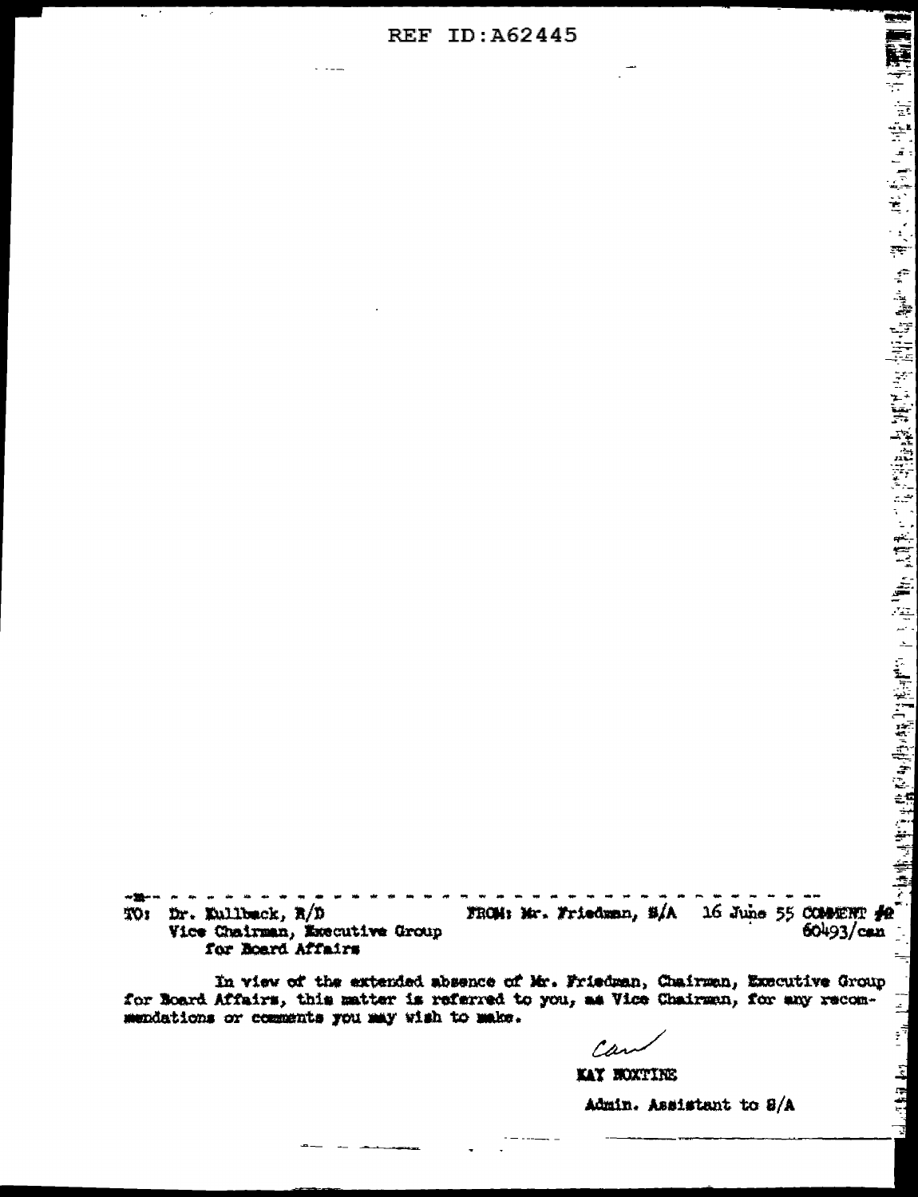REF ID:A62445

TO: Dr. Kullback, R/D
Vice Chairman, Executive Group
for Board Affairs

FROM: Mr. Friedman, S/A 16 June 55 COMMENT #2
60493/can

In view of the extended absence of Mr. Friedman, Chairman, Executive Group for Board Affairs, this matter is referred to you, as Vice Chairman, for any recommendations or comments you may wish to make.

Can

KAY NOXTINE

Admin. Assistant to S/A